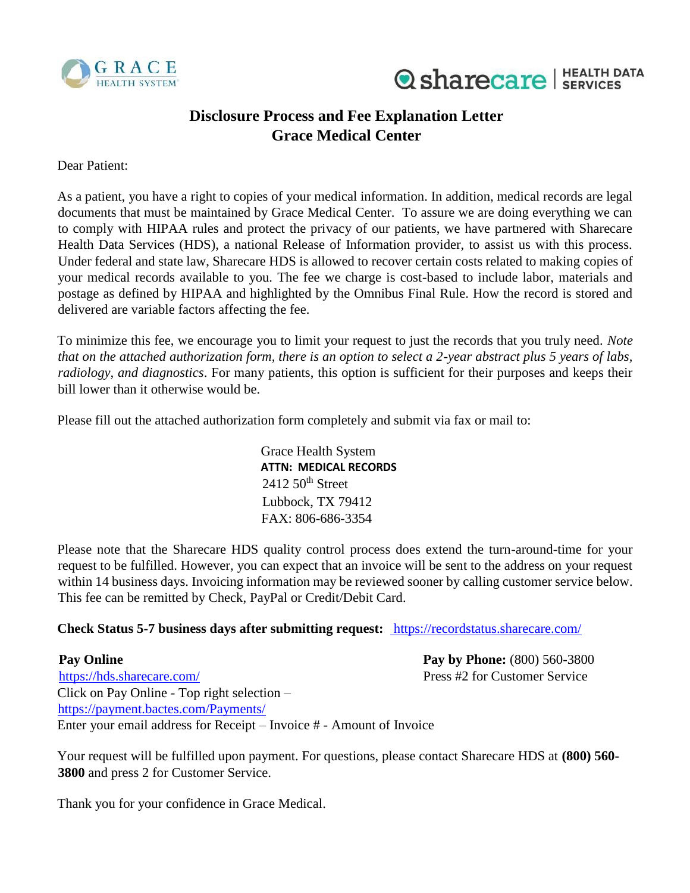# Disclosure Process and Fee Explanation Letter
# Grace Medical Center

Dear Patient:

As a patient, you have a right to copies of your medical information. In addition, medical records are legal documents that must be maintained by Grace Medical Center. To assure we are doing everything we can to comply with HIPAA rules and protect the privacy of our patients, we have partnered with Sharecare Health Data Services (HDS), a national Release of Information provider, to assist us with this process. Under federal and state law, Sharecare HDS is allowed to recover certain costs related to making copies of your medical records available to you. The fee we charge is cost-based to include labor, materials and postage as defined by HIPAA and highlighted by the Omnibus Final Rule. How the record is stored and delivered are variable factors affecting the fee.

To minimize this fee, we encourage you to limit your request to just the records that you truly need. *Note that on the attached authorization form, there is an option to select a 2-year abstract plus 5 years of labs, radiology, and diagnostics*. For many patients, this option is sufficient for their purposes and keeps their bill lower than it otherwise would be.

Please fill out the attached authorization form completely and submit via fax or mail to:

Grace Health System
**ATTN: MEDICAL RECORDS**
2412 50th Street
Lubbock, TX 79412
FAX: 806-686-3354

Please note that the Sharecare HDS quality control process does extend the turn-around-time for your request to be fulfilled. However, you can expect that an invoice will be sent to the address on your request within 14 business days. Invoicing information may be reviewed sooner by calling customer service below. This fee can be remitted by Check, PayPal or Credit/Debit Card.

**Check Status 5-7 business days after submitting request:** https://recordstatus.sharecare.com/

**Pay Online**
https://hds.sharecare.com/
Click on Pay Online - Top right selection –
https://payment.bactes.com/Payments/
Enter your email address for Receipt – Invoice # - Amount of Invoice

**Pay by Phone:** (800) 560-3800
Press #2 for Customer Service

Your request will be fulfilled upon payment. For questions, please contact Sharecare HDS at **(800) 560-3800** and press 2 for Customer Service.

Thank you for your confidence in Grace Medical.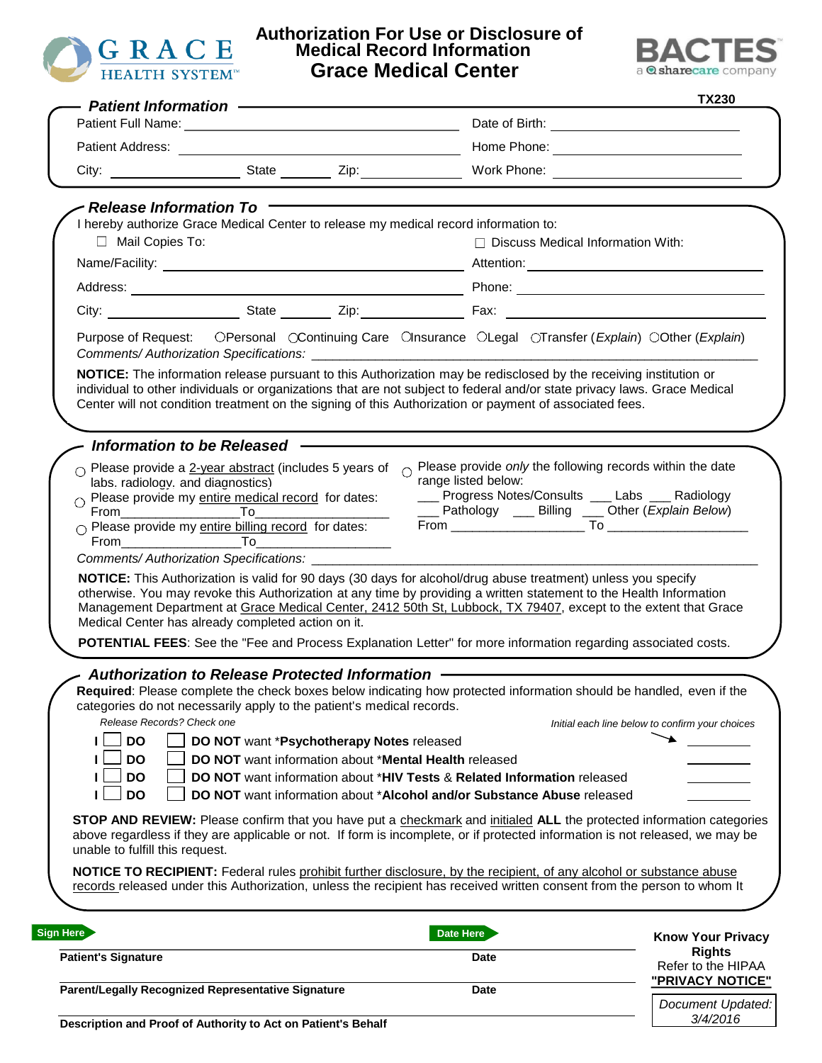GRACE HEALTH SYSTEM™

# Authorization For Use or Disclosure of Medical Record Information
# Grace Medical Center

BACTES™ a sharecare company

TX230

## Patient Information

Patient Full Name: ______________________ Date of Birth: ______________________

Patient Address: ______________________ Home Phone: ______________________

City: ____________ State ______ Zip: ____________ Work Phone: ______________________

## Release Information To

I hereby authorize Grace Medical Center to release my medical record information to:

☐ Mail Copies To: ☐ Discuss Medical Information With:

Name/Facility: ______________________ Attention: ______________________

Address: ______________________ Phone: ______________________

City: ____________ State ______ Zip: ____________ Fax: ______________________

Purpose of Request: ○Personal ○Continuing Care ○Insurance ○Legal ○Transfer (*Explain*) ○Other (*Explain*)

*Comments/ Authorization Specifications:* ______________________

**NOTICE:** The information release pursuant to this Authorization may be redisclosed by the receiving institution or individual to other individuals or organizations that are not subject to federal and/or state privacy laws. Grace Medical Center will not condition treatment on the signing of this Authorization or payment of associated fees.

## Information to be Released

○ Please provide a 2-year abstract (includes 5 years of labs, radiology, and diagnostics)

○ Please provide my entire medical record for dates: From____________ To____________

○ Please provide my entire billing record for dates: From____________ To____________

○ Please provide *only* the following records within the date range listed below:
___ Progress Notes/Consults ___ Labs ___ Radiology
___ Pathology ___ Billing ___ Other (*Explain Below*)
From ______________ To ______________

*Comments/ Authorization Specifications:* ______________________

**NOTICE:** This Authorization is valid for 90 days (30 days for alcohol/drug abuse treatment) unless you specify otherwise. You may revoke this Authorization at any time by providing a written statement to the Health Information Management Department at Grace Medical Center, 2412 50th St, Lubbock, TX 79407, except to the extent that Grace Medical Center has already completed action on it.

**POTENTIAL FEES**: See the "Fee and Process Explanation Letter" for more information regarding associated costs.

## Authorization to Release Protected Information

**Required**: Please complete the check boxes below indicating how protected information should be handled, even if the categories do not necessarily apply to the patient's medical records.

*Release Records? Check one* — *Initial each line below to confirm your choices*

I ☐ **DO** ☐ **DO NOT** want ***Psychotherapy Notes** released ________

I ☐ **DO** ☐ **DO NOT** want information about ***Mental Health** released ________

I ☐ **DO** ☐ **DO NOT** want information about ***HIV Tests** & **Related Information** released ________

I ☐ **DO** ☐ **DO NOT** want information about ***Alcohol and/or Substance Abuse** released ________

**STOP AND REVIEW:** Please confirm that you have put a checkmark and initialed **ALL** the protected information categories above regardless if they are applicable or not. If form is incomplete, or if protected information is not released, we may be unable to fulfill this request.

**NOTICE TO RECIPIENT:** Federal rules prohibit further disclosure, by the recipient, of any alcohol or substance abuse records released under this Authorization, unless the recipient has received written consent from the person to whom It

**Sign Here** ______________________ **Date Here** ____________

**Patient's Signature** **Date**

**Parent/Legally Recognized Representative Signature** **Date**

**Description and Proof of Authority to Act on Patient's Behalf**

**Know Your Privacy Rights**
Refer to the HIPAA **"PRIVACY NOTICE"**

*Document Updated: 3/4/2016*